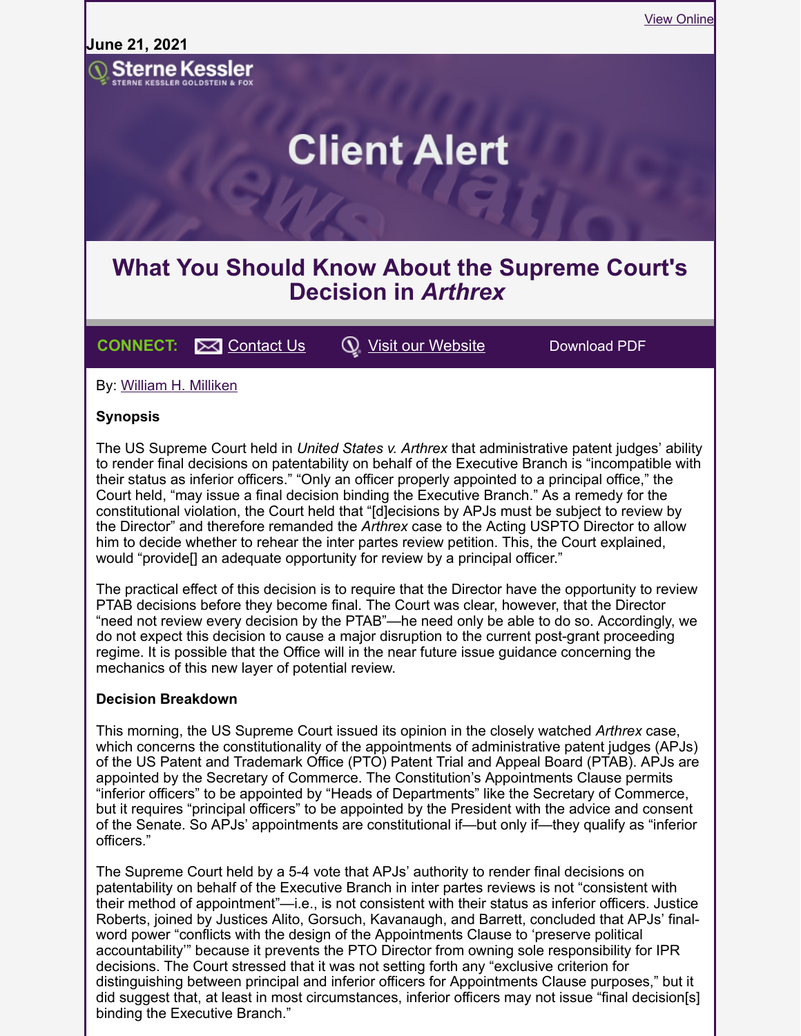View Online

**June 21, 2021**

Sterne Kessler
STERNE KESSLER GOLDSTEIN & FOX

Client Alert

# What You Should Know About the Supreme Court's Decision in *Arthrex*

**CONNECT:** Contact Us | Visit our Website | Download PDF

By: William H. Milliken

**Synopsis**

The US Supreme Court held in *United States v. Arthrex* that administrative patent judges' ability to render final decisions on patentability on behalf of the Executive Branch is "incompatible with their status as inferior officers." "Only an officer properly appointed to a principal office," the Court held, "may issue a final decision binding the Executive Branch." As a remedy for the constitutional violation, the Court held that "[d]ecisions by APJs must be subject to review by the Director" and therefore remanded the *Arthrex* case to the Acting USPTO Director to allow him to decide whether to rehear the inter partes review petition. This, the Court explained, would "provide[] an adequate opportunity for review by a principal officer."

The practical effect of this decision is to require that the Director have the opportunity to review PTAB decisions before they become final. The Court was clear, however, that the Director "need not review every decision by the PTAB"—he need only be able to do so. Accordingly, we do not expect this decision to cause a major disruption to the current post-grant proceeding regime. It is possible that the Office will in the near future issue guidance concerning the mechanics of this new layer of potential review.

**Decision Breakdown**

This morning, the US Supreme Court issued its opinion in the closely watched *Arthrex* case, which concerns the constitutionality of the appointments of administrative patent judges (APJs) of the US Patent and Trademark Office (PTO) Patent Trial and Appeal Board (PTAB). APJs are appointed by the Secretary of Commerce. The Constitution's Appointments Clause permits "inferior officers" to be appointed by "Heads of Departments" like the Secretary of Commerce, but it requires "principal officers" to be appointed by the President with the advice and consent of the Senate. So APJs' appointments are constitutional if—but only if—they qualify as "inferior officers."

The Supreme Court held by a 5-4 vote that APJs' authority to render final decisions on patentability on behalf of the Executive Branch in inter partes reviews is not "consistent with their method of appointment"—i.e., is not consistent with their status as inferior officers. Justice Roberts, joined by Justices Alito, Gorsuch, Kavanaugh, and Barrett, concluded that APJs' final-word power "conflicts with the design of the Appointments Clause to 'preserve political accountability'" because it prevents the PTO Director from owning sole responsibility for IPR decisions. The Court stressed that it was not setting forth any "exclusive criterion for distinguishing between principal and inferior officers for Appointments Clause purposes," but it did suggest that, at least in most circumstances, inferior officers may not issue "final decision[s] binding the Executive Branch."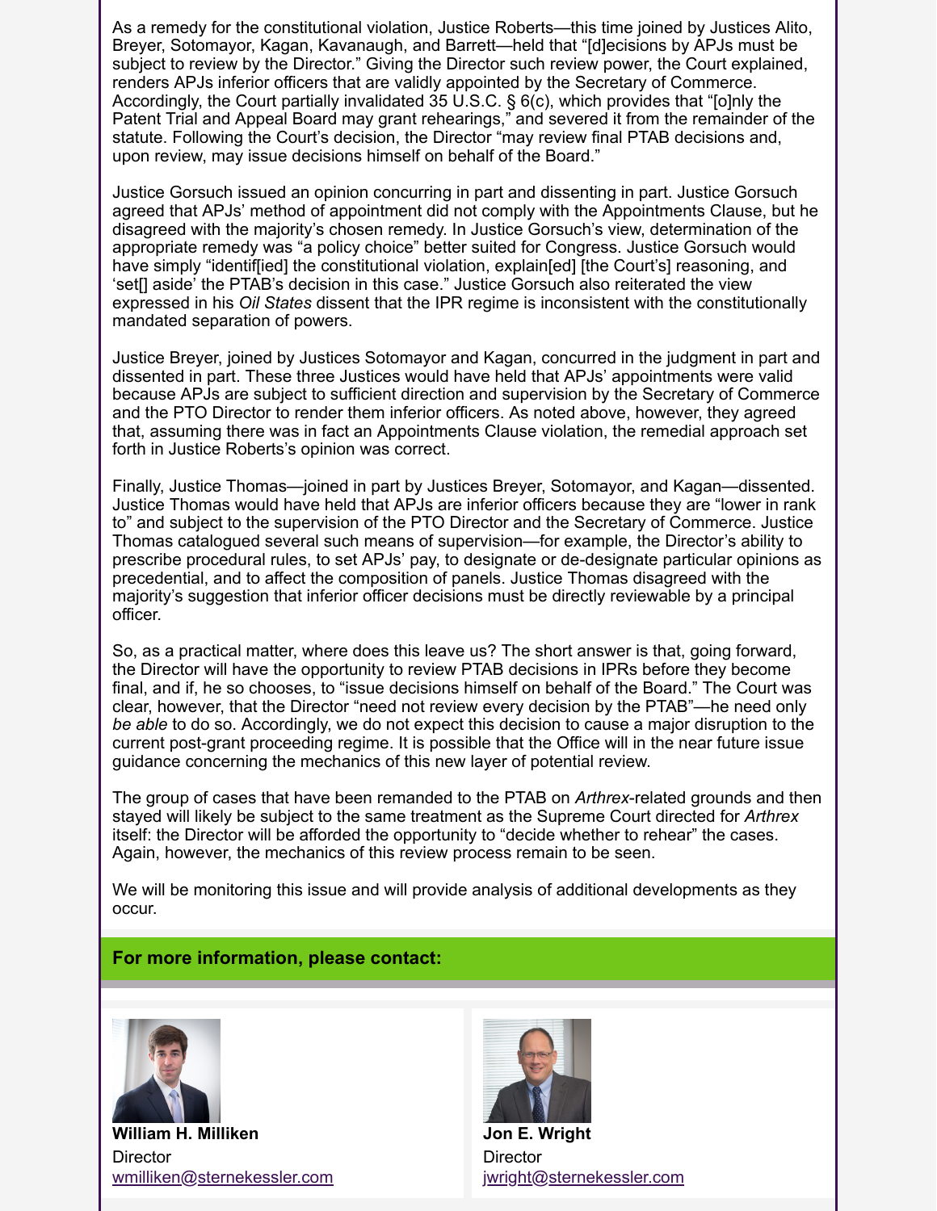As a remedy for the constitutional violation, Justice Roberts—this time joined by Justices Alito, Breyer, Sotomayor, Kagan, Kavanaugh, and Barrett—held that "[d]ecisions by APJs must be subject to review by the Director." Giving the Director such review power, the Court explained, renders APJs inferior officers that are validly appointed by the Secretary of Commerce. Accordingly, the Court partially invalidated 35 U.S.C. § 6(c), which provides that "[o]nly the Patent Trial and Appeal Board may grant rehearings," and severed it from the remainder of the statute. Following the Court's decision, the Director "may review final PTAB decisions and, upon review, may issue decisions himself on behalf of the Board."

Justice Gorsuch issued an opinion concurring in part and dissenting in part. Justice Gorsuch agreed that APJs' method of appointment did not comply with the Appointments Clause, but he disagreed with the majority's chosen remedy. In Justice Gorsuch's view, determination of the appropriate remedy was "a policy choice" better suited for Congress. Justice Gorsuch would have simply "identif[ied] the constitutional violation, explain[ed] [the Court's] reasoning, and 'set[] aside' the PTAB's decision in this case." Justice Gorsuch also reiterated the view expressed in his *Oil States* dissent that the IPR regime is inconsistent with the constitutionally mandated separation of powers.

Justice Breyer, joined by Justices Sotomayor and Kagan, concurred in the judgment in part and dissented in part. These three Justices would have held that APJs' appointments were valid because APJs are subject to sufficient direction and supervision by the Secretary of Commerce and the PTO Director to render them inferior officers. As noted above, however, they agreed that, assuming there was in fact an Appointments Clause violation, the remedial approach set forth in Justice Roberts's opinion was correct.

Finally, Justice Thomas—joined in part by Justices Breyer, Sotomayor, and Kagan—dissented. Justice Thomas would have held that APJs are inferior officers because they are "lower in rank to" and subject to the supervision of the PTO Director and the Secretary of Commerce. Justice Thomas catalogued several such means of supervision—for example, the Director's ability to prescribe procedural rules, to set APJs' pay, to designate or de-designate particular opinions as precedential, and to affect the composition of panels. Justice Thomas disagreed with the majority's suggestion that inferior officer decisions must be directly reviewable by a principal officer.

So, as a practical matter, where does this leave us? The short answer is that, going forward, the Director will have the opportunity to review PTAB decisions in IPRs before they become final, and if, he so chooses, to "issue decisions himself on behalf of the Board." The Court was clear, however, that the Director "need not review every decision by the PTAB"—he need only *be able* to do so. Accordingly, we do not expect this decision to cause a major disruption to the current post-grant proceeding regime. It is possible that the Office will in the near future issue guidance concerning the mechanics of this new layer of potential review.

The group of cases that have been remanded to the PTAB on *Arthrex*-related grounds and then stayed will likely be subject to the same treatment as the Supreme Court directed for *Arthrex* itself: the Director will be afforded the opportunity to "decide whether to rehear" the cases. Again, however, the mechanics of this review process remain to be seen.

We will be monitoring this issue and will provide analysis of additional developments as they occur.

**For more information, please contact:**

**William H. Milliken**
Director
wmilliken@sternekessler.com

**Jon E. Wright**
Director
jwright@sternekessler.com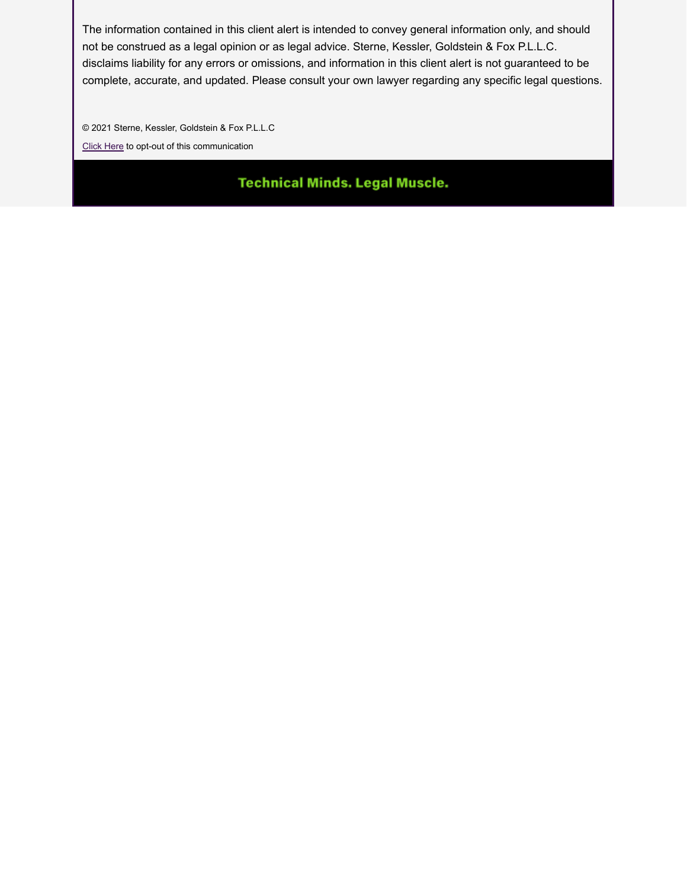The information contained in this client alert is intended to convey general information only, and should not be construed as a legal opinion or as legal advice. Sterne, Kessler, Goldstein & Fox P.L.L.C. disclaims liability for any errors or omissions, and information in this client alert is not guaranteed to be complete, accurate, and updated. Please consult your own lawyer regarding any specific legal questions.

© 2021 Sterne, Kessler, Goldstein & Fox P.L.L.C

Click Here to opt-out of this communication

**Technical Minds. Legal Muscle.**